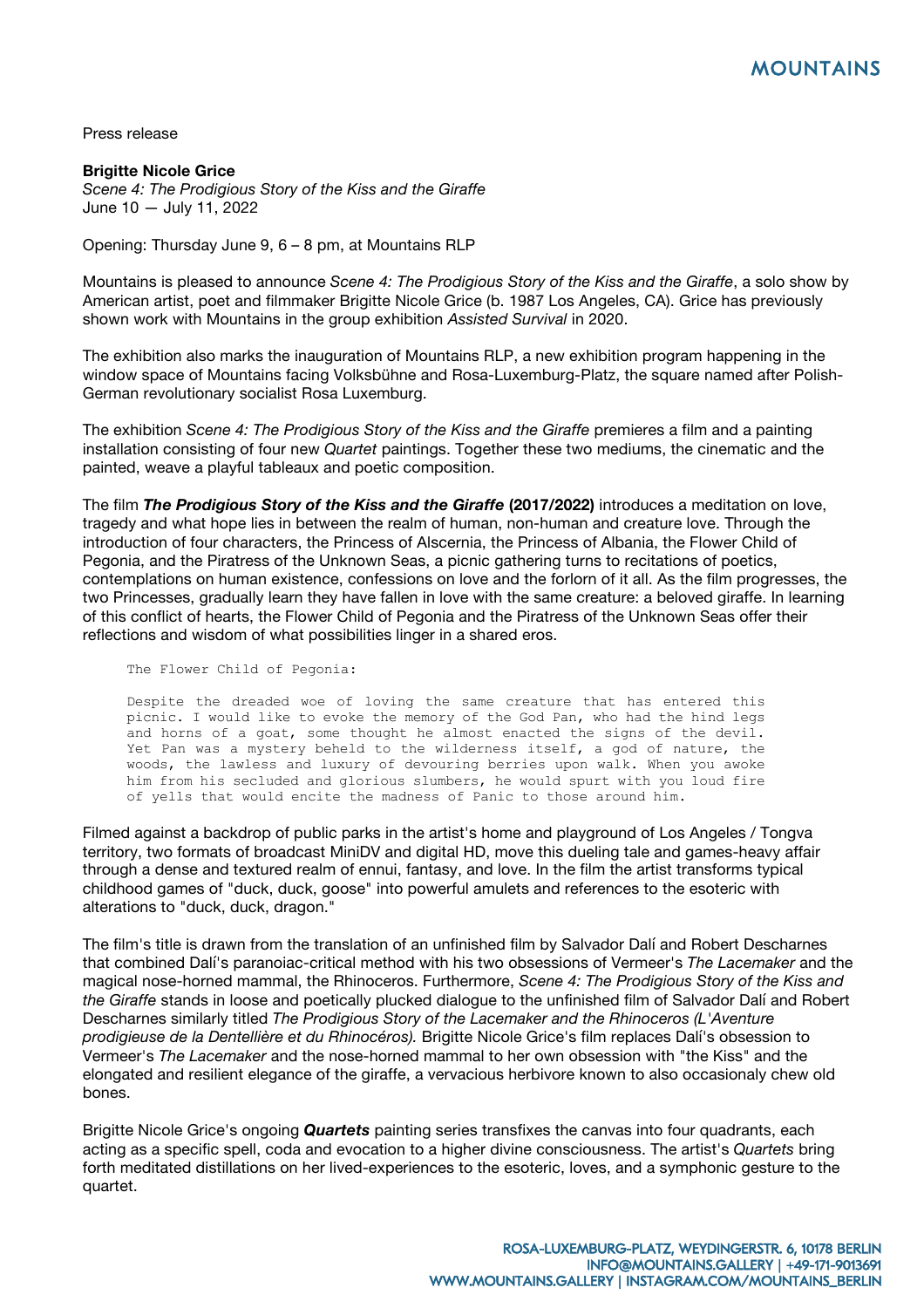Press release

**Brigitte Nicole Grice**
*Scene 4: The Prodigious Story of the Kiss and the Giraffe*
June 10 — July 11, 2022

Opening: Thursday June 9, 6 – 8 pm, at Mountains RLP

Mountains is pleased to announce *Scene 4: The Prodigious Story of the Kiss and the Giraffe*, a solo show by American artist, poet and filmmaker Brigitte Nicole Grice (b. 1987 Los Angeles, CA). Grice has previously shown work with Mountains in the group exhibition *Assisted Survival* in 2020.

The exhibition also marks the inauguration of Mountains RLP, a new exhibition program happening in the window space of Mountains facing Volksbühne and Rosa-Luxemburg-Platz, the square named after Polish-German revolutionary socialist Rosa Luxemburg.

The exhibition *Scene 4: The Prodigious Story of the Kiss and the Giraffe* premieres a film and a painting installation consisting of four new *Quartet* paintings. Together these two mediums, the cinematic and the painted, weave a playful tableaux and poetic composition.

The film ***The Prodigious Story of the Kiss and the Giraffe*** **(2017/2022)** introduces a meditation on love, tragedy and what hope lies in between the realm of human, non-human and creature love. Through the introduction of four characters, the Princess of Alscernia, the Princess of Albania, the Flower Child of Pegonia, and the Piratress of the Unknown Seas, a picnic gathering turns to recitations of poetics, contemplations on human existence, confessions on love and the forlorn of it all. As the film progresses, the two Princesses, gradually learn they have fallen in love with the same creature: a beloved giraffe. In learning of this conflict of hearts, the Flower Child of Pegonia and the Piratress of the Unknown Seas offer their reflections and wisdom of what possibilities linger in a shared eros.

```
The Flower Child of Pegonia:

Despite the dreaded woe of loving the same creature that has entered this
picnic. I would like to evoke the memory of the God Pan, who had the hind legs
and horns of a goat, some thought he almost enacted the signs of the devil.
Yet Pan was a mystery beheld to the wilderness itself, a god of nature, the
woods, the lawless and luxury of devouring berries upon walk. When you awoke
him from his secluded and glorious slumbers, he would spurt with you loud fire
of yells that would encite the madness of Panic to those around him.
```

Filmed against a backdrop of public parks in the artist's home and playground of Los Angeles / Tongva territory, two formats of broadcast MiniDV and digital HD, move this dueling tale and games-heavy affair through a dense and textured realm of ennui, fantasy, and love. In the film the artist transforms typical childhood games of "duck, duck, goose" into powerful amulets and references to the esoteric with alterations to "duck, duck, dragon."

The film's title is drawn from the translation of an unfinished film by Salvador Dalí and Robert Descharnes that combined Dalí's paranoiac-critical method with his two obsessions of Vermeer's *The Lacemaker* and the magical nose-horned mammal, the Rhinoceros. Furthermore, *Scene 4: The Prodigious Story of the Kiss and the Giraffe* stands in loose and poetically plucked dialogue to the unfinished film of Salvador Dalí and Robert Descharnes similarly titled *The Prodigious Story of the Lacemaker and the Rhinoceros (L'Aventure prodigieuse de la Dentellière et du Rhinocéros).* Brigitte Nicole Grice's film replaces Dalí's obsession to Vermeer's *The Lacemaker* and the nose-horned mammal to her own obsession with "the Kiss" and the elongated and resilient elegance of the giraffe, a vervacious herbivore known to also occasionaly chew old bones.

Brigitte Nicole Grice's ongoing ***Quartets*** painting series transfixes the canvas into four quadrants, each acting as a specific spell, coda and evocation to a higher divine consciousness. The artist's *Quartets* bring forth meditated distillations on her lived-experiences to the esoteric, loves, and a symphonic gesture to the quartet.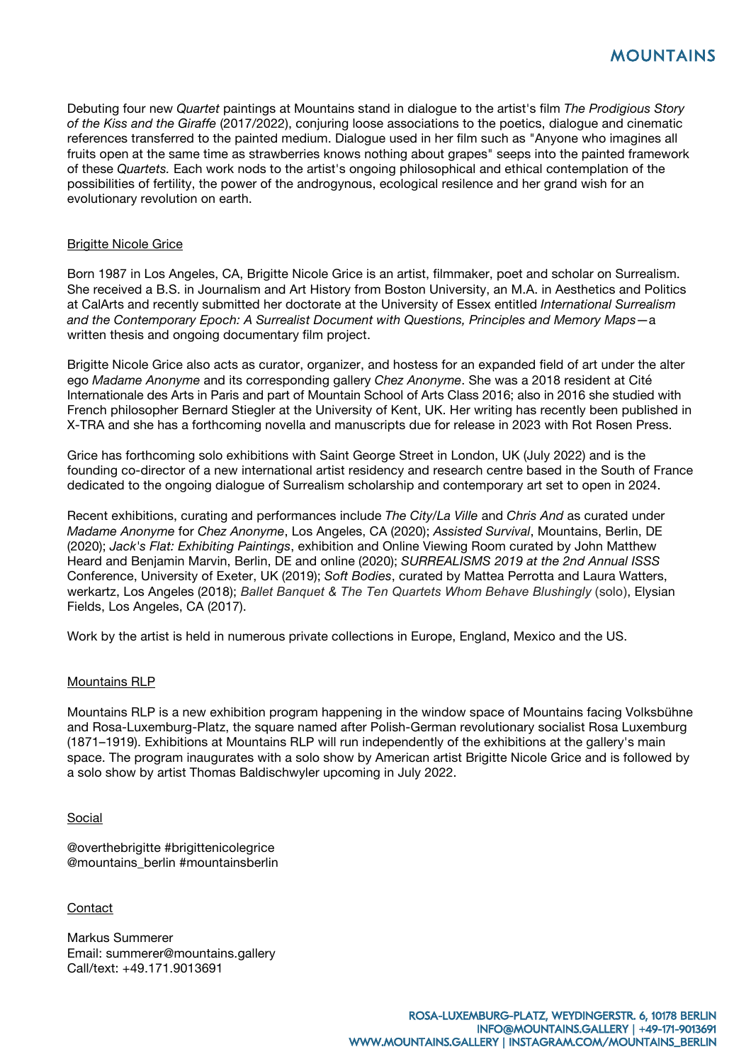Debuting four new *Quartet* paintings at Mountains stand in dialogue to the artist's film *The Prodigious Story of the Kiss and the Giraffe* (2017/2022), conjuring loose associations to the poetics, dialogue and cinematic references transferred to the painted medium. Dialogue used in her film such as "Anyone who imagines all fruits open at the same time as strawberries knows nothing about grapes" seeps into the painted framework of these *Quartets.* Each work nods to the artist's ongoing philosophical and ethical contemplation of the possibilities of fertility, the power of the androgynous, ecological resilence and her grand wish for an evolutionary revolution on earth.

Brigitte Nicole Grice

Born 1987 in Los Angeles, CA, Brigitte Nicole Grice is an artist, filmmaker, poet and scholar on Surrealism. She received a B.S. in Journalism and Art History from Boston University, an M.A. in Aesthetics and Politics at CalArts and recently submitted her doctorate at the University of Essex entitled *International Surrealism and the Contemporary Epoch: A Surrealist Document with Questions, Principles and Memory Maps*—a written thesis and ongoing documentary film project.

Brigitte Nicole Grice also acts as curator, organizer, and hostess for an expanded field of art under the alter ego *Madame Anonyme* and its corresponding gallery *Chez Anonyme*. She was a 2018 resident at Cité Internationale des Arts in Paris and part of Mountain School of Arts Class 2016; also in 2016 she studied with French philosopher Bernard Stiegler at the University of Kent, UK. Her writing has recently been published in X-TRA and she has a forthcoming novella and manuscripts due for release in 2023 with Rot Rosen Press.

Grice has forthcoming solo exhibitions with Saint George Street in London, UK (July 2022) and is the founding co-director of a new international artist residency and research centre based in the South of France dedicated to the ongoing dialogue of Surrealism scholarship and contemporary art set to open in 2024.

Recent exhibitions, curating and performances include *The City/La Ville* and *Chris And* as curated under *Madame Anonyme* for *Chez Anonyme*, Los Angeles, CA (2020); *Assisted Survival*, Mountains, Berlin, DE (2020); *Jack's Flat: Exhibiting Paintings*, exhibition and Online Viewing Room curated by John Matthew Heard and Benjamin Marvin, Berlin, DE and online (2020); *SURREALISMS 2019 at the 2nd Annual ISSS* Conference, University of Exeter, UK (2019); *Soft Bodies*, curated by Mattea Perrotta and Laura Watters, werkartz, Los Angeles (2018); *Ballet Banquet & The Ten Quartets Whom Behave Blushingly* (solo), Elysian Fields, Los Angeles, CA (2017).

Work by the artist is held in numerous private collections in Europe, England, Mexico and the US.

Mountains RLP

Mountains RLP is a new exhibition program happening in the window space of Mountains facing Volksbühne and Rosa-Luxemburg-Platz, the square named after Polish-German revolutionary socialist Rosa Luxemburg (1871–1919). Exhibitions at Mountains RLP will run independently of the exhibitions at the gallery's main space. The program inaugurates with a solo show by American artist Brigitte Nicole Grice and is followed by a solo show by artist Thomas Baldischwyler upcoming in July 2022.

Social

@overthebrigitte #brigittenicolegrice
@mountains_berlin #mountainsberlin

Contact

Markus Summerer
Email: summerer@mountains.gallery
Call/text: +49.171.9013691

ROSA-LUXEMBURG-PLATZ, WEYDINGERSTR. 6, 10178 BERLIN
INFO@MOUNTAINS.GALLERY | +49-171-9013691
WWW.MOUNTAINS.GALLERY | INSTAGRAM.COM/MOUNTAINS_BERLIN